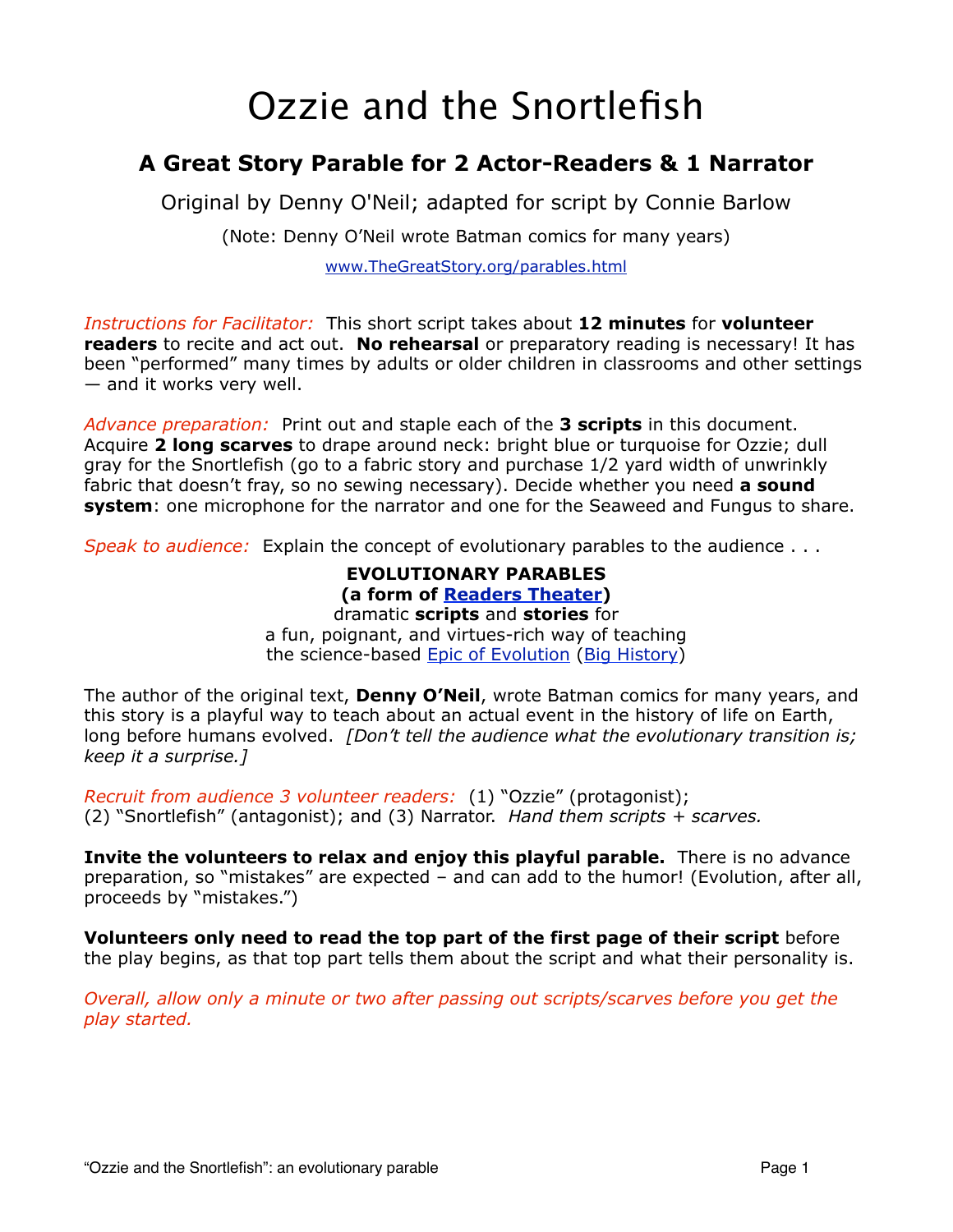# Ozzie and the Snortlefish

## A Great Story Parable for 2 Actor-Readers & 1 Narrator

Original by Denny O'Neil; adapted for script by Connie Barlow

(Note: Denny O'Neil wrote Batman comics for many years)

www.TheGreatStory.org/parables.html

*Instructions for Facilitator:* This short script takes about **12 minutes** for **volunteer readers** to recite and act out. **No rehearsal** or preparatory reading is necessary! It has been "performed" many times by adults or older children in classrooms and other settings — and it works very well.

*Advance preparation:* Print out and staple each of the **3 scripts** in this document. Acquire **2 long scarves** to drape around neck: bright blue or turquoise for Ozzie; dull gray for the Snortlefish (go to a fabric story and purchase 1/2 yard width of unwrinkly fabric that doesn't fray, so no sewing necessary). Decide whether you need **a sound system**: one microphone for the narrator and one for the Seaweed and Fungus to share.

*Speak to audience:* Explain the concept of evolutionary parables to the audience . . .

**EVOLUTIONARY PARABLES**
**(a form of Readers Theater)**
dramatic **scripts** and **stories** for
a fun, poignant, and virtues-rich way of teaching
the science-based Epic of Evolution (Big History)

The author of the original text, **Denny O'Neil**, wrote Batman comics for many years, and this story is a playful way to teach about an actual event in the history of life on Earth, long before humans evolved. *[Don't tell the audience what the evolutionary transition is; keep it a surprise.]*

*Recruit from audience 3 volunteer readers:* (1) "Ozzie" (protagonist); (2) "Snortlefish" (antagonist); and (3) Narrator. *Hand them scripts + scarves.*

**Invite the volunteers to relax and enjoy this playful parable.** There is no advance preparation, so "mistakes" are expected – and can add to the humor! (Evolution, after all, proceeds by "mistakes.")

**Volunteers only need to read the top part of the first page of their script** before the play begins, as that top part tells them about the script and what their personality is.

*Overall, allow only a minute or two after passing out scripts/scarves before you get the play started.*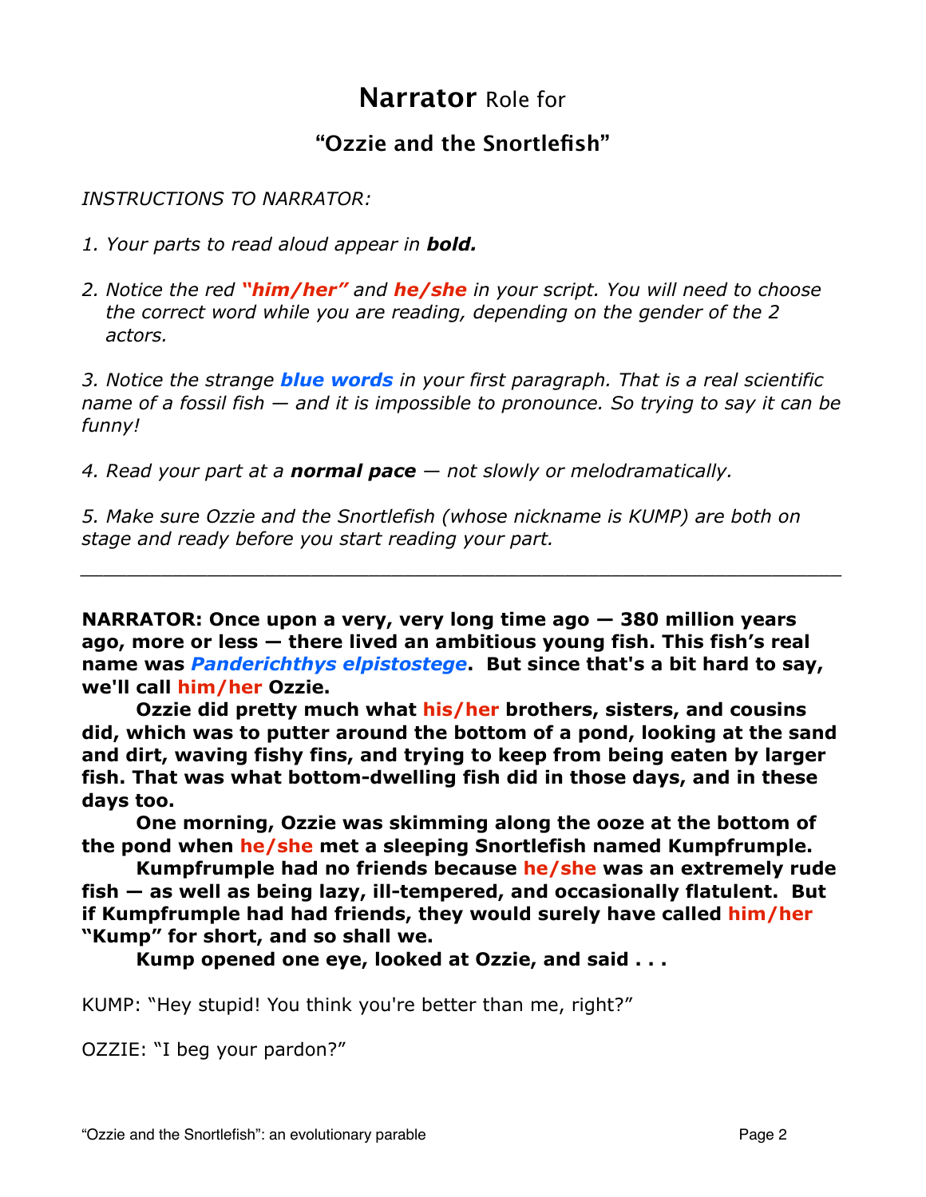# **Narrator** Role for

## "Ozzie and the Snortlefish"

*INSTRUCTIONS TO NARRATOR:*

*1. Your parts to read aloud appear in **bold.***

*2. Notice the red **"him/her"** and **he/she** in your script. You will need to choose the correct word while you are reading, depending on the gender of the 2 actors.*

*3. Notice the strange **blue words** in your first paragraph. That is a real scientific name of a fossil fish — and it is impossible to pronounce. So trying to say it can be funny!*

*4. Read your part at a **normal pace** — not slowly or melodramatically.*

*5. Make sure Ozzie and the Snortlefish (whose nickname is KUMP) are both on stage and ready before you start reading your part.*

---

**NARRATOR: Once upon a very, very long time ago — 380 million years ago, more or less — there lived an ambitious young fish. This fish's real name was *Panderichthys elpistostege*. But since that's a bit hard to say, we'll call him/her Ozzie.**

**Ozzie did pretty much what his/her brothers, sisters, and cousins did, which was to putter around the bottom of a pond, looking at the sand and dirt, waving fishy fins, and trying to keep from being eaten by larger fish. That was what bottom-dwelling fish did in those days, and in these days too.**

**One morning, Ozzie was skimming along the ooze at the bottom of the pond when he/she met a sleeping Snortlefish named Kumpfrumple.**

**Kumpfrumple had no friends because he/she was an extremely rude fish — as well as being lazy, ill-tempered, and occasionally flatulent. But if Kumpfrumple had had friends, they would surely have called him/her "Kump" for short, and so shall we.**

**Kump opened one eye, looked at Ozzie, and said . . .**

KUMP: "Hey stupid! You think you're better than me, right?"

OZZIE: "I beg your pardon?"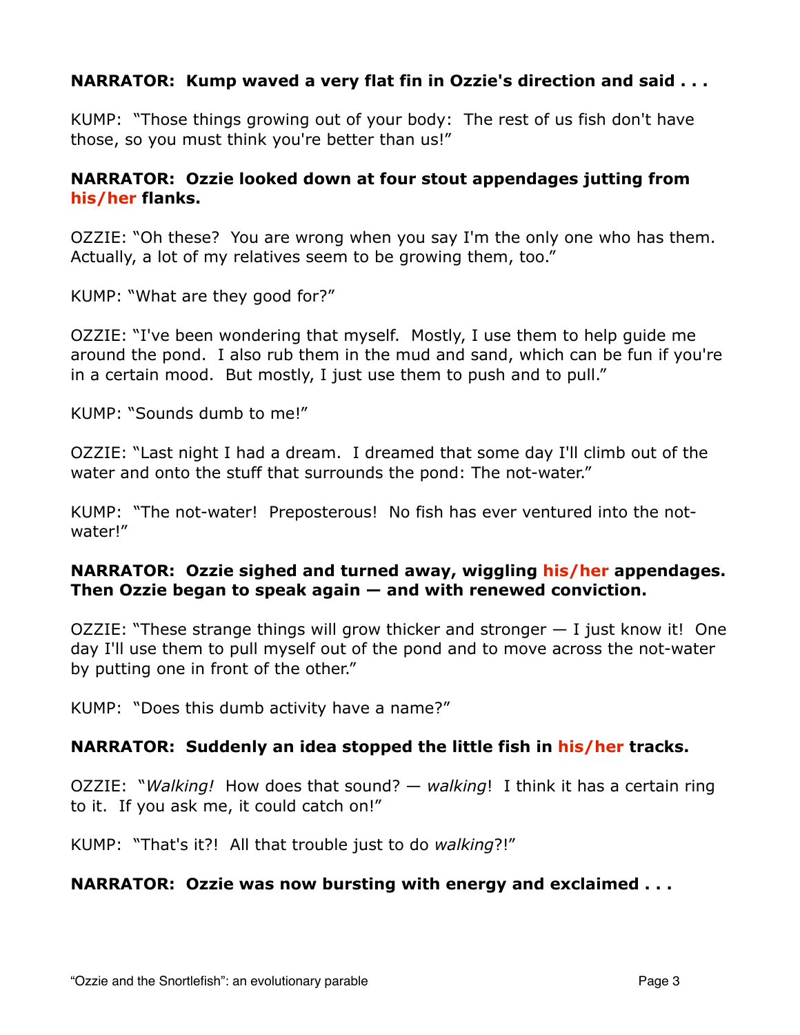**NARRATOR: Kump waved a very flat fin in Ozzie's direction and said . . .**

KUMP: "Those things growing out of your body: The rest of us fish don't have those, so you must think you're better than us!"

**NARRATOR: Ozzie looked down at four stout appendages jutting from his/her flanks.**

OZZIE: "Oh these? You are wrong when you say I'm the only one who has them. Actually, a lot of my relatives seem to be growing them, too."

KUMP: "What are they good for?"

OZZIE: "I've been wondering that myself. Mostly, I use them to help guide me around the pond. I also rub them in the mud and sand, which can be fun if you're in a certain mood. But mostly, I just use them to push and to pull."

KUMP: "Sounds dumb to me!"

OZZIE: "Last night I had a dream. I dreamed that some day I'll climb out of the water and onto the stuff that surrounds the pond: The not-water."

KUMP: "The not-water! Preposterous! No fish has ever ventured into the not-water!"

**NARRATOR: Ozzie sighed and turned away, wiggling his/her appendages. Then Ozzie began to speak again — and with renewed conviction.**

OZZIE: "These strange things will grow thicker and stronger — I just know it! One day I'll use them to pull myself out of the pond and to move across the not-water by putting one in front of the other."

KUMP: "Does this dumb activity have a name?"

**NARRATOR: Suddenly an idea stopped the little fish in his/her tracks.**

OZZIE: "*Walking!* How does that sound? — *walking*! I think it has a certain ring to it. If you ask me, it could catch on!"

KUMP: "That's it?! All that trouble just to do *walking*?!"

**NARRATOR: Ozzie was now bursting with energy and exclaimed . . .**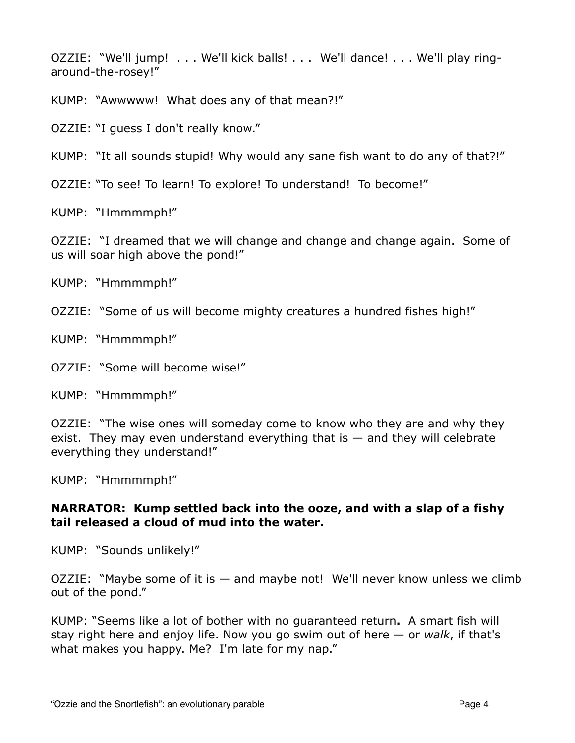OZZIE: "We'll jump! . . . We'll kick balls! . . . We'll dance! . . . We'll play ring-around-the-rosey!"

KUMP: "Awwwww! What does any of that mean?!"

OZZIE: "I guess I don't really know."

KUMP: "It all sounds stupid! Why would any sane fish want to do any of that?!"

OZZIE: "To see! To learn! To explore! To understand! To become!"

KUMP: "Hmmmmph!"

OZZIE: "I dreamed that we will change and change and change again. Some of us will soar high above the pond!"

KUMP: "Hmmmmph!"

OZZIE: "Some of us will become mighty creatures a hundred fishes high!"

KUMP: "Hmmmmph!"

OZZIE: "Some will become wise!"

KUMP: "Hmmmmph!"

OZZIE: "The wise ones will someday come to know who they are and why they exist. They may even understand everything that is — and they will celebrate everything they understand!"

KUMP: "Hmmmmph!"

**NARRATOR: Kump settled back into the ooze, and with a slap of a fishy tail released a cloud of mud into the water.**

KUMP: "Sounds unlikely!"

OZZIE: "Maybe some of it is — and maybe not! We'll never know unless we climb out of the pond."

KUMP: "Seems like a lot of bother with no guaranteed return**.** A smart fish will stay right here and enjoy life. Now you go swim out of here — or *walk*, if that's what makes you happy. Me? I'm late for my nap."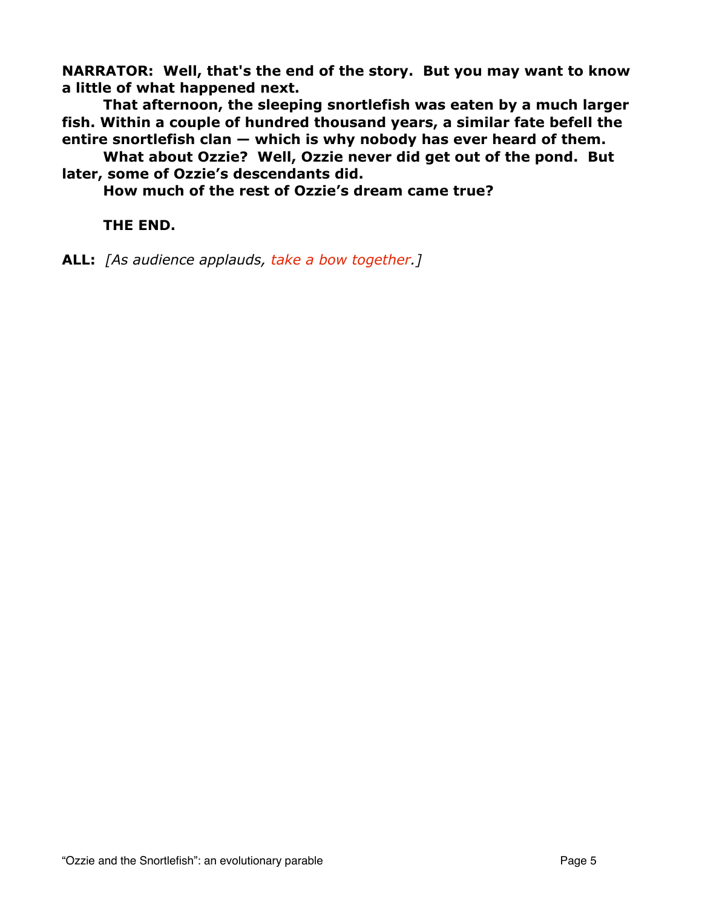**NARRATOR: Well, that's the end of the story. But you may want to know a little of what happened next.**

**That afternoon, the sleeping snortlefish was eaten by a much larger fish. Within a couple of hundred thousand years, a similar fate befell the entire snortlefish clan — which is why nobody has ever heard of them.**

**What about Ozzie? Well, Ozzie never did get out of the pond. But later, some of Ozzie's descendants did.**

**How much of the rest of Ozzie's dream came true?**

**THE END.**

**ALL:** *[As audience applauds, take a bow together.]*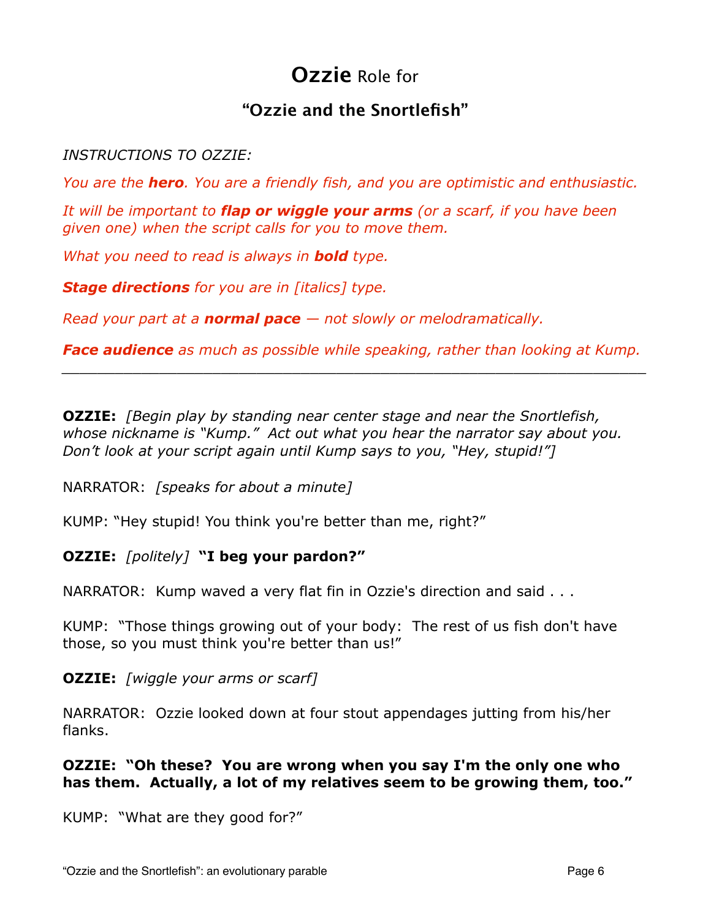# **Ozzie** Role for

## "Ozzie and the Snortlefish"

*INSTRUCTIONS TO OZZIE:*

*You are the **hero**. You are a friendly fish, and you are optimistic and enthusiastic.*

*It will be important to **flap or wiggle your arms** (or a scarf, if you have been given one) when the script calls for you to move them.*

*What you need to read is always in **bold** type.*

***Stage directions** for you are in [italics] type.*

*Read your part at a **normal pace** — not slowly or melodramatically.*

***Face audience** as much as possible while speaking, rather than looking at Kump.*

---

**OZZIE:** *[Begin play by standing near center stage and near the Snortlefish, whose nickname is "Kump." Act out what you hear the narrator say about you. Don't look at your script again until Kump says to you, "Hey, stupid!"]*

NARRATOR: *[speaks for about a minute]*

KUMP: "Hey stupid! You think you're better than me, right?"

**OZZIE:** *[politely]* **"I beg your pardon?"**

NARRATOR: Kump waved a very flat fin in Ozzie's direction and said . . .

KUMP: "Those things growing out of your body: The rest of us fish don't have those, so you must think you're better than us!"

**OZZIE:** *[wiggle your arms or scarf]*

NARRATOR: Ozzie looked down at four stout appendages jutting from his/her flanks.

**OZZIE: "Oh these? You are wrong when you say I'm the only one who has them. Actually, a lot of my relatives seem to be growing them, too."**

KUMP: "What are they good for?"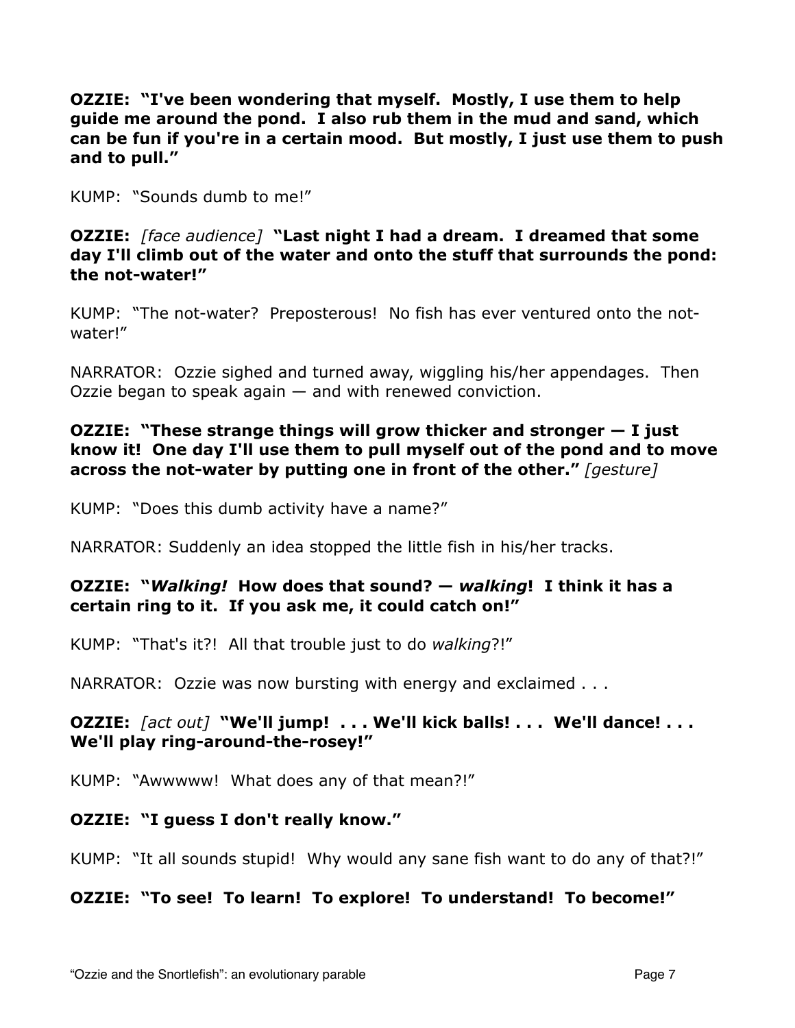**OZZIE: "I've been wondering that myself. Mostly, I use them to help guide me around the pond. I also rub them in the mud and sand, which can be fun if you're in a certain mood. But mostly, I just use them to push and to pull."**

KUMP: "Sounds dumb to me!"

**OZZIE:** *[face audience]* **"Last night I had a dream. I dreamed that some day I'll climb out of the water and onto the stuff that surrounds the pond: the not-water!"**

KUMP: "The not-water? Preposterous! No fish has ever ventured onto the not-water!"

NARRATOR: Ozzie sighed and turned away, wiggling his/her appendages. Then Ozzie began to speak again — and with renewed conviction.

**OZZIE: "These strange things will grow thicker and stronger — I just know it! One day I'll use them to pull myself out of the pond and to move across the not-water by putting one in front of the other."** *[gesture]*

KUMP: "Does this dumb activity have a name?"

NARRATOR: Suddenly an idea stopped the little fish in his/her tracks.

**OZZIE: "*Walking!* How does that sound? — *walking*! I think it has a certain ring to it. If you ask me, it could catch on!"**

KUMP: "That's it?! All that trouble just to do *walking*?!"

NARRATOR: Ozzie was now bursting with energy and exclaimed . . .

**OZZIE:** *[act out]* **"We'll jump! . . . We'll kick balls! . . . We'll dance! . . . We'll play ring-around-the-rosey!"**

KUMP: "Awwwww! What does any of that mean?!"

**OZZIE: "I guess I don't really know."**

KUMP: "It all sounds stupid! Why would any sane fish want to do any of that?!"

**OZZIE: "To see! To learn! To explore! To understand! To become!"**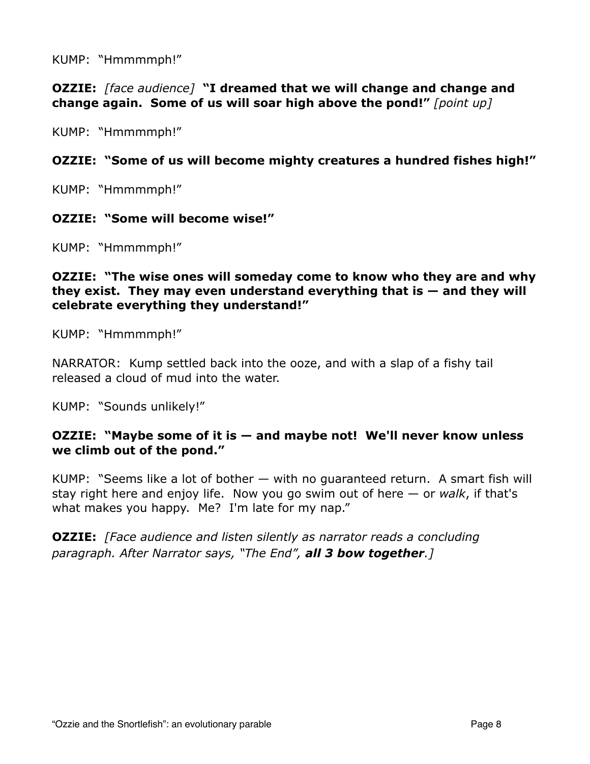KUMP: "Hmmmmph!"

**OZZIE:** *[face audience]* **"I dreamed that we will change and change and change again. Some of us will soar high above the pond!"** *[point up]*

KUMP: "Hmmmmph!"

**OZZIE: "Some of us will become mighty creatures a hundred fishes high!"**

KUMP: "Hmmmmph!"

**OZZIE: "Some will become wise!"**

KUMP: "Hmmmmph!"

**OZZIE: "The wise ones will someday come to know who they are and why they exist. They may even understand everything that is — and they will celebrate everything they understand!"**

KUMP: "Hmmmmph!"

NARRATOR: Kump settled back into the ooze, and with a slap of a fishy tail released a cloud of mud into the water.

KUMP: "Sounds unlikely!"

**OZZIE: "Maybe some of it is — and maybe not! We'll never know unless we climb out of the pond."**

KUMP: "Seems like a lot of bother — with no guaranteed return. A smart fish will stay right here and enjoy life. Now you go swim out of here — or *walk*, if that's what makes you happy. Me? I'm late for my nap."

**OZZIE:** *[Face audience and listen silently as narrator reads a concluding paragraph. After Narrator says, "The End", **all 3 bow together**.]*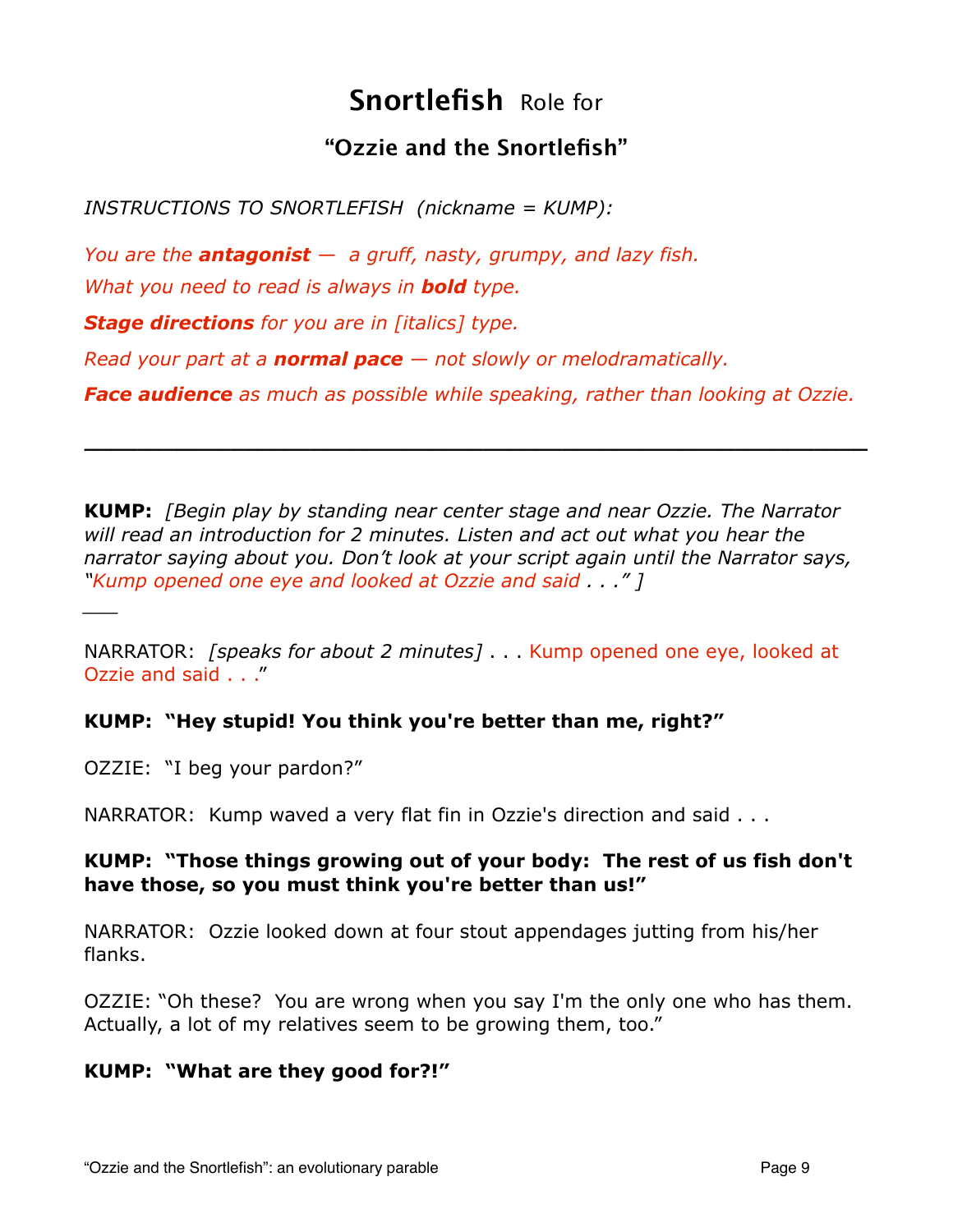# **Snortlefish** Role for

## "Ozzie and the Snortlefish"

*INSTRUCTIONS TO SNORTLEFISH (nickname = KUMP):*

*You are the **antagonist** — a gruff, nasty, grumpy, and lazy fish.*

*What you need to read is always in **bold** type.*

***Stage directions** for you are in [italics] type.*

*Read your part at a **normal pace** — not slowly or melodramatically.*

***Face audience** as much as possible while speaking, rather than looking at Ozzie.*

---

**KUMP:** *[Begin play by standing near center stage and near Ozzie. The Narrator will read an introduction for 2 minutes. Listen and act out what you hear the narrator saying about you. Don't look at your script again until the Narrator says, "Kump opened one eye and looked at Ozzie and said . . ." ]*

___

NARRATOR: *[speaks for about 2 minutes]* . . . Kump opened one eye, looked at Ozzie and said . . ."

**KUMP: "Hey stupid! You think you're better than me, right?"**

OZZIE: "I beg your pardon?"

NARRATOR: Kump waved a very flat fin in Ozzie's direction and said . . .

**KUMP: "Those things growing out of your body: The rest of us fish don't have those, so you must think you're better than us!"**

NARRATOR: Ozzie looked down at four stout appendages jutting from his/her flanks.

OZZIE: "Oh these? You are wrong when you say I'm the only one who has them. Actually, a lot of my relatives seem to be growing them, too."

**KUMP: "What are they good for?!"**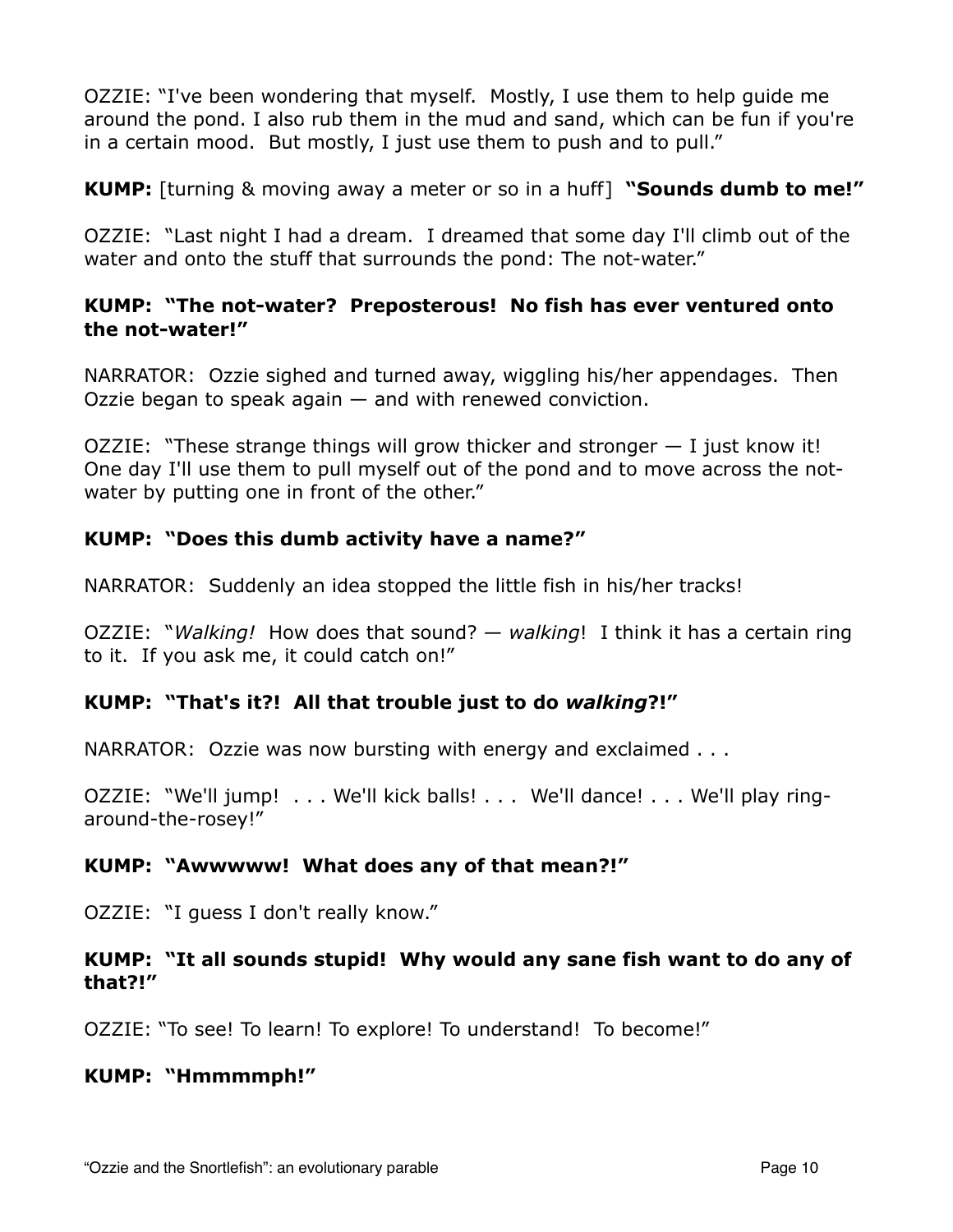OZZIE: "I've been wondering that myself. Mostly, I use them to help guide me around the pond. I also rub them in the mud and sand, which can be fun if you're in a certain mood. But mostly, I just use them to push and to pull."

**KUMP:** [turning & moving away a meter or so in a huff] **"Sounds dumb to me!"**

OZZIE: "Last night I had a dream. I dreamed that some day I'll climb out of the water and onto the stuff that surrounds the pond: The not-water."

**KUMP: "The not-water? Preposterous! No fish has ever ventured onto the not-water!"**

NARRATOR: Ozzie sighed and turned away, wiggling his/her appendages. Then Ozzie began to speak again — and with renewed conviction.

OZZIE: "These strange things will grow thicker and stronger — I just know it! One day I'll use them to pull myself out of the pond and to move across the not-water by putting one in front of the other."

**KUMP: "Does this dumb activity have a name?"**

NARRATOR: Suddenly an idea stopped the little fish in his/her tracks!

OZZIE: "*Walking!* How does that sound? — *walking*! I think it has a certain ring to it. If you ask me, it could catch on!"

**KUMP: "That's it?! All that trouble just to do *walking*?!"**

NARRATOR: Ozzie was now bursting with energy and exclaimed . . .

OZZIE: "We'll jump! . . . We'll kick balls! . . . We'll dance! . . . We'll play ring-around-the-rosey!"

**KUMP: "Awwwww! What does any of that mean?!"**

OZZIE: "I guess I don't really know."

**KUMP: "It all sounds stupid! Why would any sane fish want to do any of that?!"**

OZZIE: "To see! To learn! To explore! To understand! To become!"

**KUMP: "Hmmmmph!"**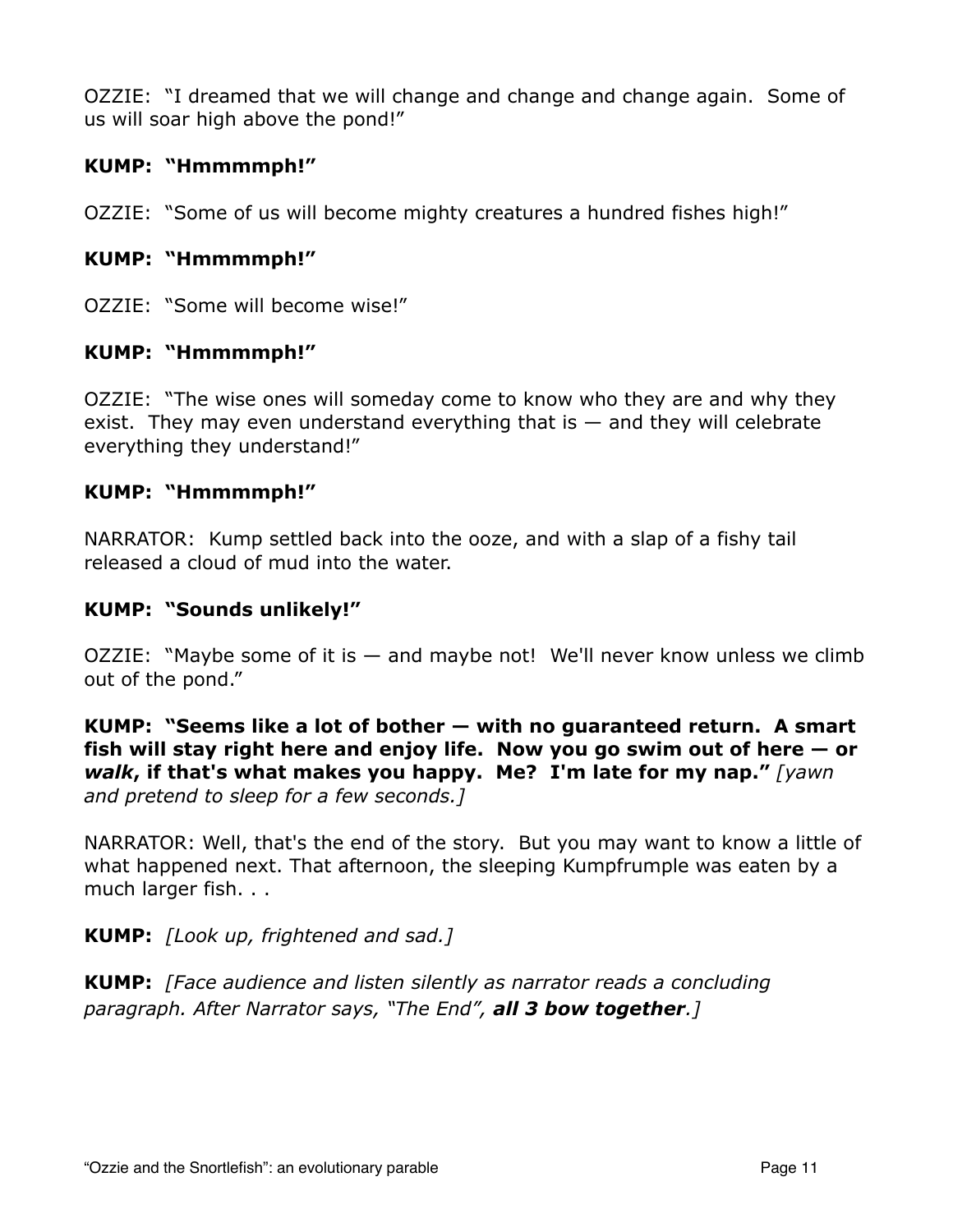OZZIE: "I dreamed that we will change and change and change again. Some of us will soar high above the pond!"

**KUMP: "Hmmmmph!"**

OZZIE: "Some of us will become mighty creatures a hundred fishes high!"

**KUMP: "Hmmmmph!"**

OZZIE: "Some will become wise!"

**KUMP: "Hmmmmph!"**

OZZIE: "The wise ones will someday come to know who they are and why they exist. They may even understand everything that is — and they will celebrate everything they understand!"

**KUMP: "Hmmmmph!"**

NARRATOR: Kump settled back into the ooze, and with a slap of a fishy tail released a cloud of mud into the water.

**KUMP: "Sounds unlikely!"**

OZZIE: "Maybe some of it is — and maybe not! We'll never know unless we climb out of the pond."

**KUMP: "Seems like a lot of bother — with no guaranteed return. A smart fish will stay right here and enjoy life. Now you go swim out of here — or *walk*, if that's what makes you happy. Me? I'm late for my nap."** *[yawn and pretend to sleep for a few seconds.]*

NARRATOR: Well, that's the end of the story. But you may want to know a little of what happened next. That afternoon, the sleeping Kumpfrumple was eaten by a much larger fish. . .

**KUMP:** *[Look up, frightened and sad.]*

**KUMP:** *[Face audience and listen silently as narrator reads a concluding paragraph. After Narrator says, "The End", **all 3 bow together**.]*